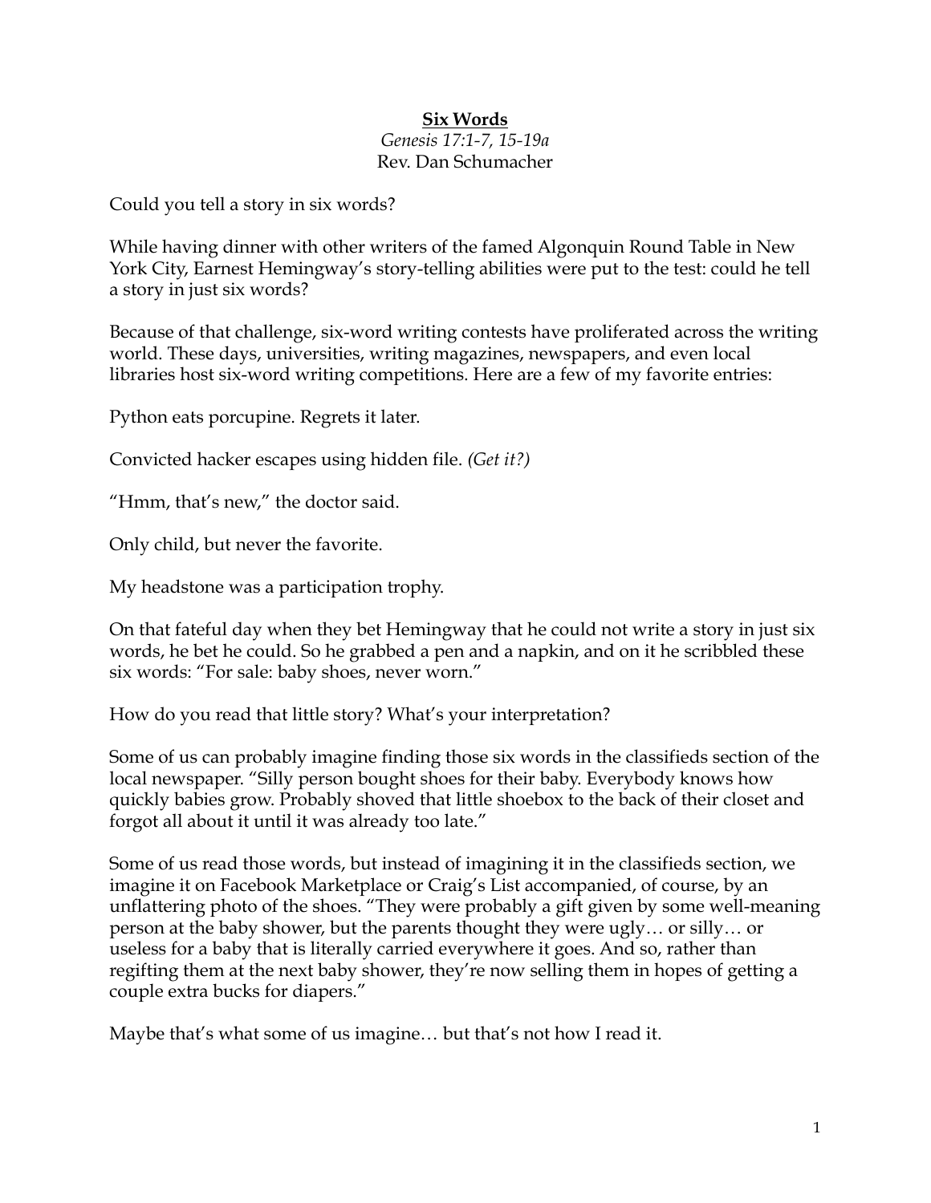# **Six Words**

*Genesis 17:1-7, 15-19a*

Rev. Dan Schumacher

Could you tell a story in six words?

While having dinner with other writers of the famed Algonquin Round Table in New York City, Earnest Hemingway's story-telling abilities were put to the test: could he tell a story in just six words?

Because of that challenge, six-word writing contests have proliferated across the writing world. These days, universities, writing magazines, newspapers, and even local libraries host six-word writing competitions. Here are a few of my favorite entries:

Python eats porcupine. Regrets it later.

Convicted hacker escapes using hidden file. *(Get it?)*

"Hmm, that's new," the doctor said.

Only child, but never the favorite.

My headstone was a participation trophy.

On that fateful day when they bet Hemingway that he could not write a story in just six words, he bet he could. So he grabbed a pen and a napkin, and on it he scribbled these six words: "For sale: baby shoes, never worn."

How do you read that little story? What's your interpretation?

Some of us can probably imagine finding those six words in the classifieds section of the local newspaper. "Silly person bought shoes for their baby. Everybody knows how quickly babies grow. Probably shoved that little shoebox to the back of their closet and forgot all about it until it was already too late."

Some of us read those words, but instead of imagining it in the classifieds section, we imagine it on Facebook Marketplace or Craig's List accompanied, of course, by an unflattering photo of the shoes. "They were probably a gift given by some well-meaning person at the baby shower, but the parents thought they were ugly… or silly… or useless for a baby that is literally carried everywhere it goes. And so, rather than regifting them at the next baby shower, they're now selling them in hopes of getting a couple extra bucks for diapers."

Maybe that's what some of us imagine… but that's not how I read it.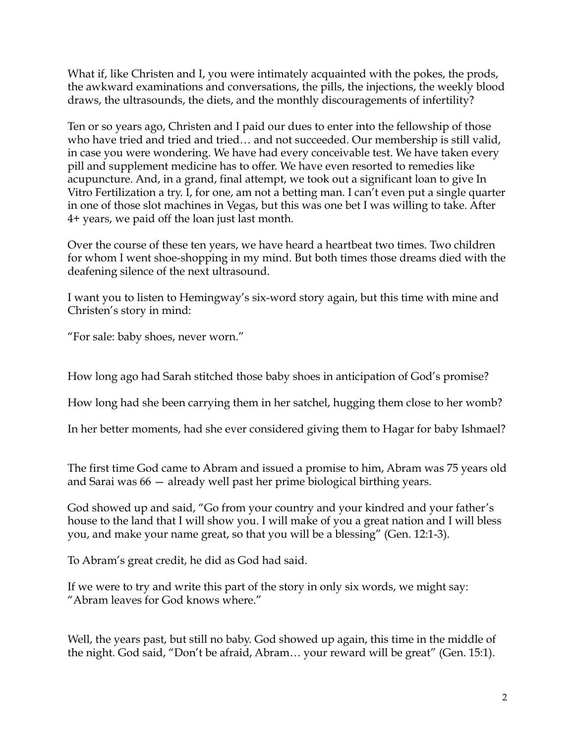What if, like Christen and I, you were intimately acquainted with the pokes, the prods, the awkward examinations and conversations, the pills, the injections, the weekly blood draws, the ultrasounds, the diets, and the monthly discouragements of infertility?

Ten or so years ago, Christen and I paid our dues to enter into the fellowship of those who have tried and tried and tried… and not succeeded. Our membership is still valid, in case you were wondering. We have had every conceivable test. We have taken every pill and supplement medicine has to offer. We have even resorted to remedies like acupuncture. And, in a grand, final attempt, we took out a significant loan to give In Vitro Fertilization a try. I, for one, am not a betting man. I can't even put a single quarter in one of those slot machines in Vegas, but this was one bet I was willing to take. After 4+ years, we paid off the loan just last month.

Over the course of these ten years, we have heard a heartbeat two times. Two children for whom I went shoe-shopping in my mind. But both times those dreams died with the deafening silence of the next ultrasound.

I want you to listen to Hemingway's six-word story again, but this time with mine and Christen's story in mind:

"For sale: baby shoes, never worn."

How long ago had Sarah stitched those baby shoes in anticipation of God's promise?

How long had she been carrying them in her satchel, hugging them close to her womb?

In her better moments, had she ever considered giving them to Hagar for baby Ishmael?

The first time God came to Abram and issued a promise to him, Abram was 75 years old and Sarai was 66 — already well past her prime biological birthing years.

God showed up and said, "Go from your country and your kindred and your father's house to the land that I will show you. I will make of you a great nation and I will bless you, and make your name great, so that you will be a blessing" (Gen. 12:1-3).

To Abram's great credit, he did as God had said.

If we were to try and write this part of the story in only six words, we might say: "Abram leaves for God knows where."

Well, the years past, but still no baby. God showed up again, this time in the middle of the night. God said, "Don't be afraid, Abram… your reward will be great" (Gen. 15:1).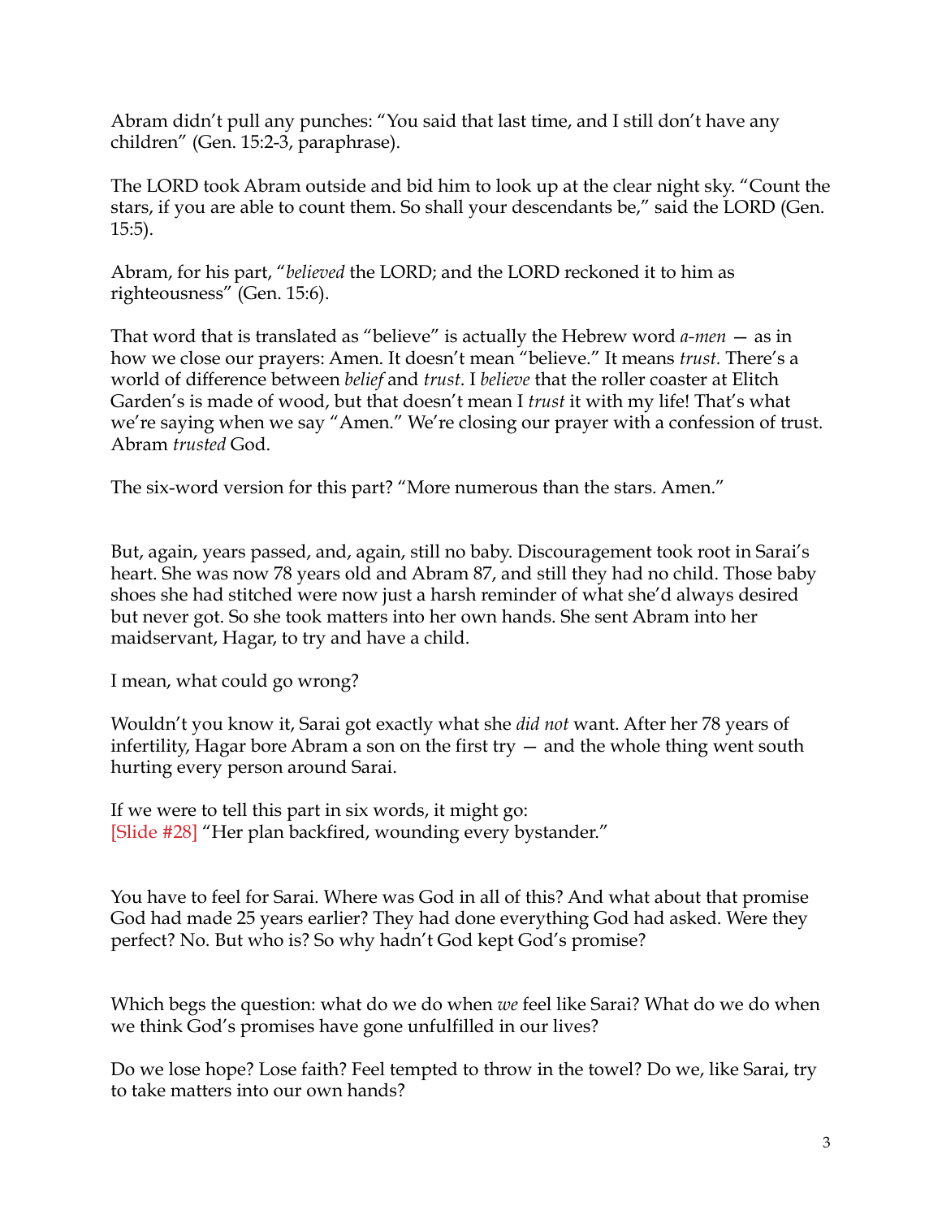Abram didn't pull any punches: "You said that last time, and I still don't have any children" (Gen. 15:2-3, paraphrase).

The LORD took Abram outside and bid him to look up at the clear night sky. "Count the stars, if you are able to count them. So shall your descendants be," said the LORD (Gen. 15:5).

Abram, for his part, "*believed* the LORD; and the LORD reckoned it to him as righteousness" (Gen. 15:6).

That word that is translated as "believe" is actually the Hebrew word *a-men* — as in how we close our prayers: Amen. It doesn't mean "believe." It means *trust.* There's a world of difference between *belief* and *trust*. I *believe* that the roller coaster at Elitch Garden's is made of wood, but that doesn't mean I *trust* it with my life! That's what we're saying when we say "Amen." We're closing our prayer with a confession of trust. Abram *trusted* God.

The six-word version for this part? "More numerous than the stars. Amen."

But, again, years passed, and, again, still no baby. Discouragement took root in Sarai's heart. She was now 78 years old and Abram 87, and still they had no child. Those baby shoes she had stitched were now just a harsh reminder of what she'd always desired but never got. So she took matters into her own hands. She sent Abram into her maidservant, Hagar, to try and have a child.

I mean, what could go wrong?

Wouldn't you know it, Sarai got exactly what she *did not* want. After her 78 years of infertility, Hagar bore Abram a son on the first try — and the whole thing went south hurting every person around Sarai.

If we were to tell this part in six words, it might go:
[Slide #28] "Her plan backfired, wounding every bystander."

You have to feel for Sarai. Where was God in all of this? And what about that promise God had made 25 years earlier? They had done everything God had asked. Were they perfect? No. But who is? So why hadn't God kept God's promise?

Which begs the question: what do we do when *we* feel like Sarai? What do we do when we think God's promises have gone unfulfilled in our lives?

Do we lose hope? Lose faith? Feel tempted to throw in the towel? Do we, like Sarai, try to take matters into our own hands?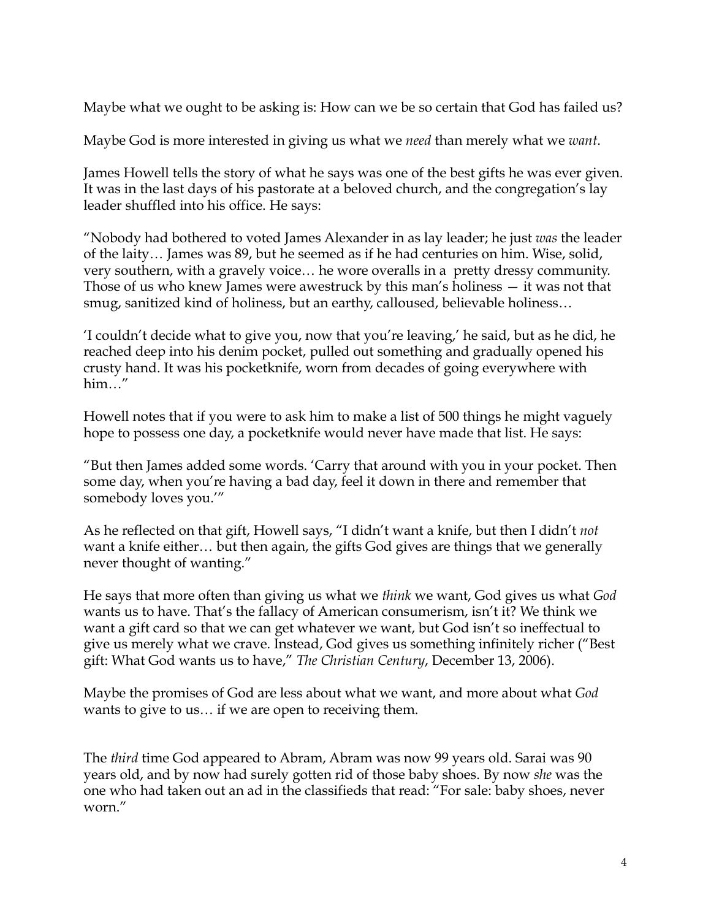Maybe what we ought to be asking is: How can we be so certain that God has failed us?

Maybe God is more interested in giving us what we *need* than merely what we *want*.

James Howell tells the story of what he says was one of the best gifts he was ever given. It was in the last days of his pastorate at a beloved church, and the congregation's lay leader shuffled into his office. He says:

"Nobody had bothered to voted James Alexander in as lay leader; he just *was* the leader of the laity… James was 89, but he seemed as if he had centuries on him. Wise, solid, very southern, with a gravely voice… he wore overalls in a pretty dressy community. Those of us who knew James were awestruck by this man's holiness — it was not that smug, sanitized kind of holiness, but an earthy, calloused, believable holiness…

'I couldn't decide what to give you, now that you're leaving,' he said, but as he did, he reached deep into his denim pocket, pulled out something and gradually opened his crusty hand. It was his pocketknife, worn from decades of going everywhere with him…"

Howell notes that if you were to ask him to make a list of 500 things he might vaguely hope to possess one day, a pocketknife would never have made that list. He says:

"But then James added some words. 'Carry that around with you in your pocket. Then some day, when you're having a bad day, feel it down in there and remember that somebody loves you.'"

As he reflected on that gift, Howell says, "I didn't want a knife, but then I didn't *not* want a knife either… but then again, the gifts God gives are things that we generally never thought of wanting."

He says that more often than giving us what we *think* we want, God gives us what *God* wants us to have. That's the fallacy of American consumerism, isn't it? We think we want a gift card so that we can get whatever we want, but God isn't so ineffectual to give us merely what we crave. Instead, God gives us something infinitely richer ("Best gift: What God wants us to have," *The Christian Century*, December 13, 2006).

Maybe the promises of God are less about what we want, and more about what *God* wants to give to us… if we are open to receiving them.

The *third* time God appeared to Abram, Abram was now 99 years old. Sarai was 90 years old, and by now had surely gotten rid of those baby shoes. By now *she* was the one who had taken out an ad in the classifieds that read: "For sale: baby shoes, never worn."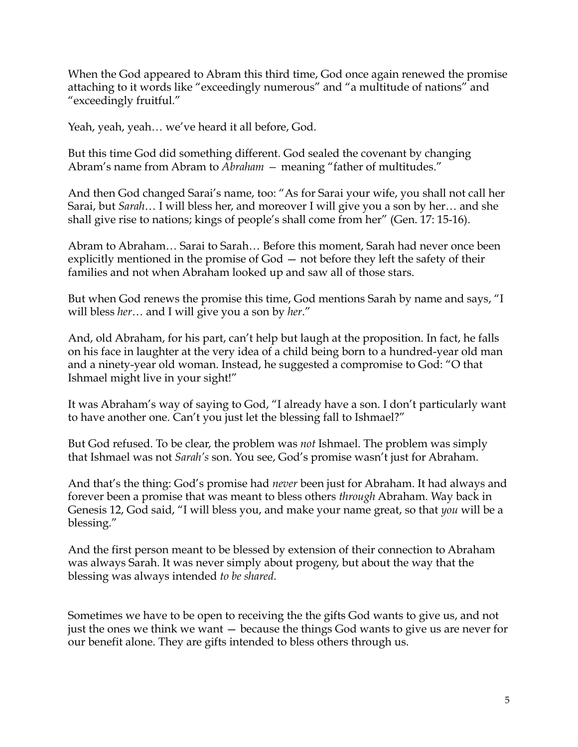When the God appeared to Abram this third time, God once again renewed the promise attaching to it words like "exceedingly numerous" and "a multitude of nations" and "exceedingly fruitful."

Yeah, yeah, yeah… we've heard it all before, God.

But this time God did something different. God sealed the covenant by changing Abram's name from Abram to *Abraham* – meaning "father of multitudes."

And then God changed Sarai's name, too: "As for Sarai your wife, you shall not call her Sarai, but *Sarah*… I will bless her, and moreover I will give you a son by her… and she shall give rise to nations; kings of people's shall come from her" (Gen. 17: 15-16).

Abram to Abraham… Sarai to Sarah… Before this moment, Sarah had never once been explicitly mentioned in the promise of God — not before they left the safety of their families and not when Abraham looked up and saw all of those stars.

But when God renews the promise this time, God mentions Sarah by name and says, "I will bless *her*… and I will give you a son by *her*."

And, old Abraham, for his part, can't help but laugh at the proposition. In fact, he falls on his face in laughter at the very idea of a child being born to a hundred-year old man and a ninety-year old woman. Instead, he suggested a compromise to God: "O that Ishmael might live in your sight!"

It was Abraham's way of saying to God, "I already have a son. I don't particularly want to have another one. Can't you just let the blessing fall to Ishmael?"

But God refused. To be clear, the problem was *not* Ishmael. The problem was simply that Ishmael was not *Sarah's* son. You see, God's promise wasn't just for Abraham.

And that's the thing: God's promise had *never* been just for Abraham. It had always and forever been a promise that was meant to bless others *through* Abraham. Way back in Genesis 12, God said, "I will bless you, and make your name great, so that *you* will be a blessing."

And the first person meant to be blessed by extension of their connection to Abraham was always Sarah. It was never simply about progeny, but about the way that the blessing was always intended *to be shared*.

Sometimes we have to be open to receiving the the gifts God wants to give us, and not just the ones we think we want — because the things God wants to give us are never for our benefit alone. They are gifts intended to bless others through us.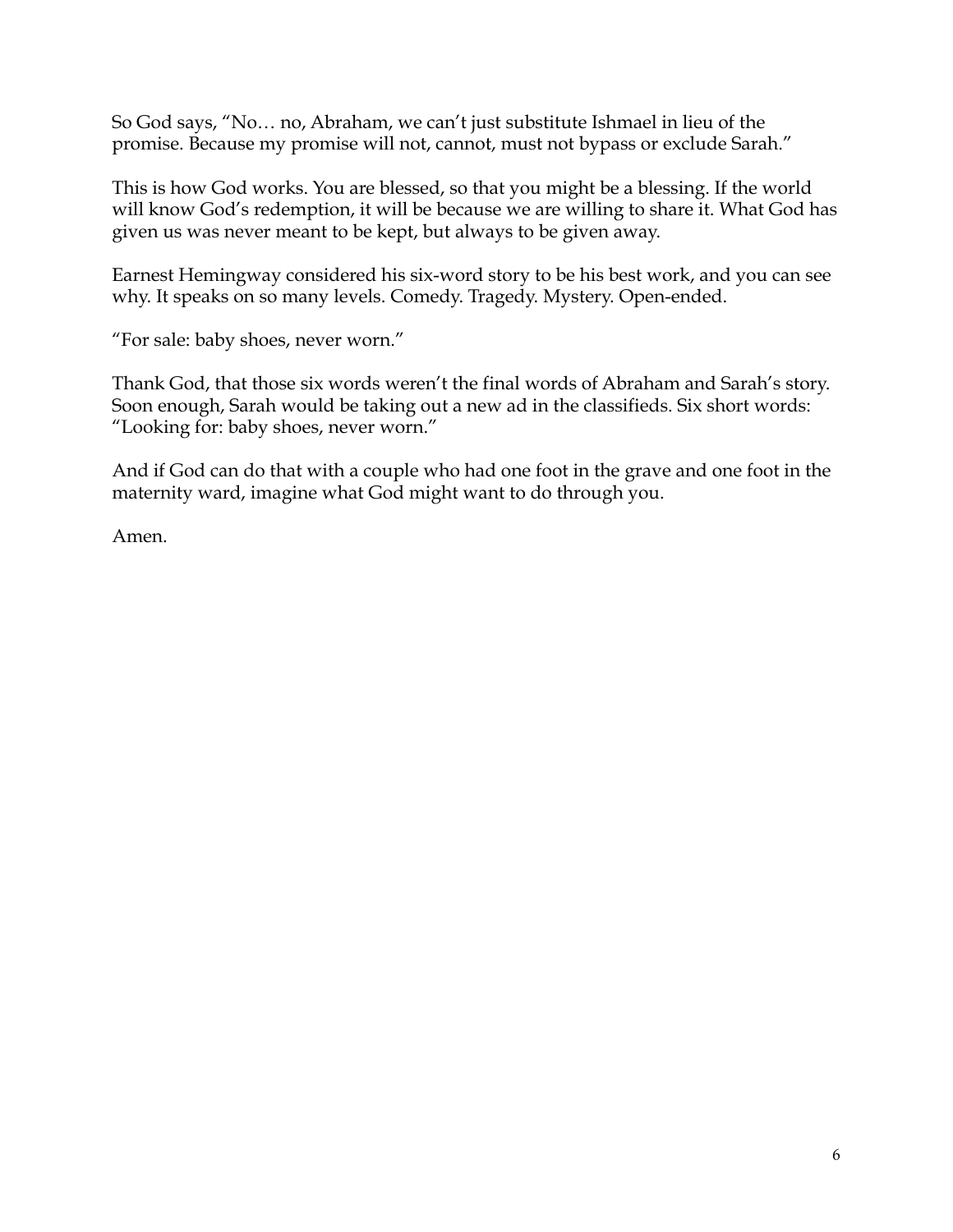So God says, "No… no, Abraham, we can't just substitute Ishmael in lieu of the promise. Because my promise will not, cannot, must not bypass or exclude Sarah."

This is how God works. You are blessed, so that you might be a blessing. If the world will know God's redemption, it will be because we are willing to share it. What God has given us was never meant to be kept, but always to be given away.

Earnest Hemingway considered his six-word story to be his best work, and you can see why. It speaks on so many levels. Comedy. Tragedy. Mystery. Open-ended.

"For sale: baby shoes, never worn."

Thank God, that those six words weren't the final words of Abraham and Sarah's story. Soon enough, Sarah would be taking out a new ad in the classifieds. Six short words: "Looking for: baby shoes, never worn."

And if God can do that with a couple who had one foot in the grave and one foot in the maternity ward, imagine what God might want to do through you.

Amen.